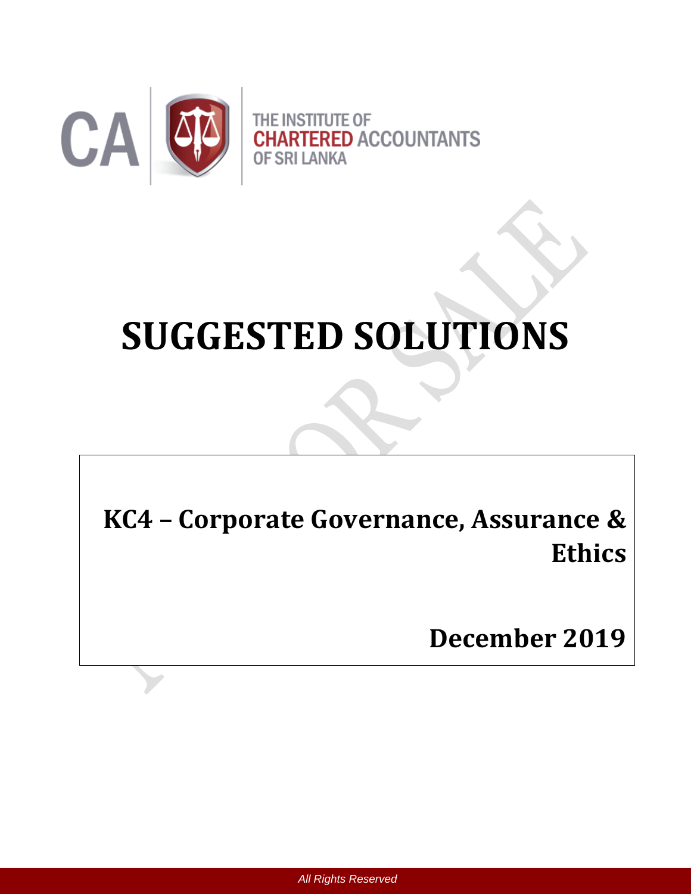THE INSTITUTE OF
CHARTERED ACCOUNTANTS
OF SRI LANKA

# SUGGESTED SOLUTIONS

## KC4 – Corporate Governance, Assurance & Ethics

## December 2019

*All Rights Reserved*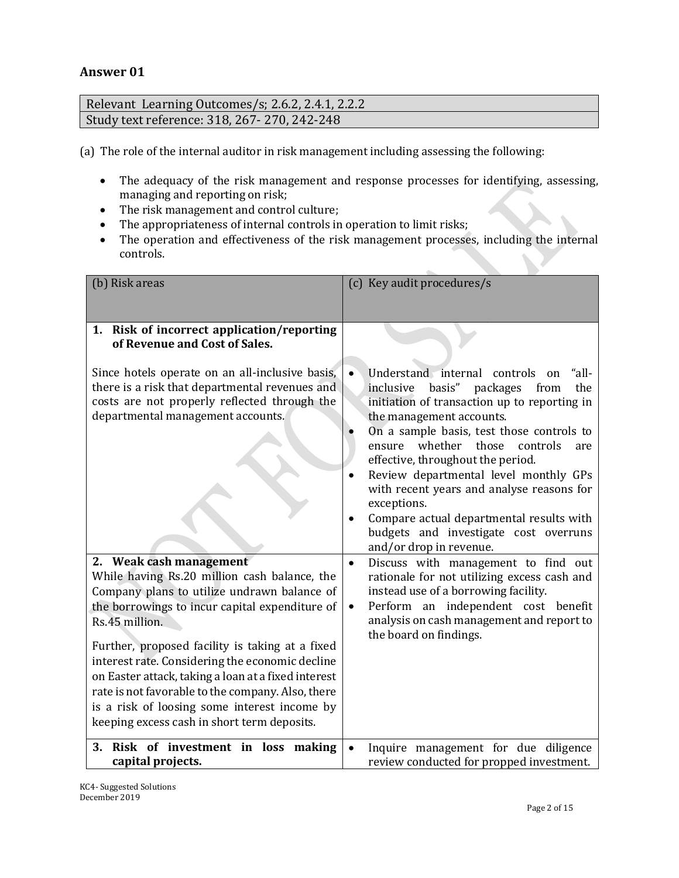## Answer 01

| Relevant Learning Outcomes/s; 2.6.2, 2.4.1, 2.2.2 |
|---|
| Study text reference: 318, 267- 270, 242-248 |

(a) The role of the internal auditor in risk management including assessing the following:

- The adequacy of the risk management and response processes for identifying, assessing, managing and reporting on risk;
- The risk management and control culture;
- The appropriateness of internal controls in operation to limit risks;
- The operation and effectiveness of the risk management processes, including the internal controls.

| (b) Risk areas | (c) Key audit procedures/s |
|---|---|
| **1. Risk of incorrect application/reporting of Revenue and Cost of Sales.**<br><br>Since hotels operate on an all-inclusive basis, there is a risk that departmental revenues and costs are not properly reflected through the departmental management accounts. | • Understand internal controls on "all-inclusive basis" packages from the initiation of transaction up to reporting in the management accounts.<br>• On a sample basis, test those controls to ensure whether those controls are effective, throughout the period.<br>• Review departmental level monthly GPs with recent years and analyse reasons for exceptions.<br>• Compare actual departmental results with budgets and investigate cost overruns and/or drop in revenue. |
| **2. Weak cash management**<br>While having Rs.20 million cash balance, the Company plans to utilize undrawn balance of the borrowings to incur capital expenditure of Rs.45 million.<br><br>Further, proposed facility is taking at a fixed interest rate. Considering the economic decline on Easter attack, taking a loan at a fixed interest rate is not favorable to the company. Also, there is a risk of loosing some interest income by keeping excess cash in short term deposits. | • Discuss with management to find out rationale for not utilizing excess cash and instead use of a borrowing facility.<br>• Perform an independent cost benefit analysis on cash management and report to the board on findings. |
| **3. Risk of investment in loss making capital projects.** | • Inquire management for due diligence review conducted for propped investment. |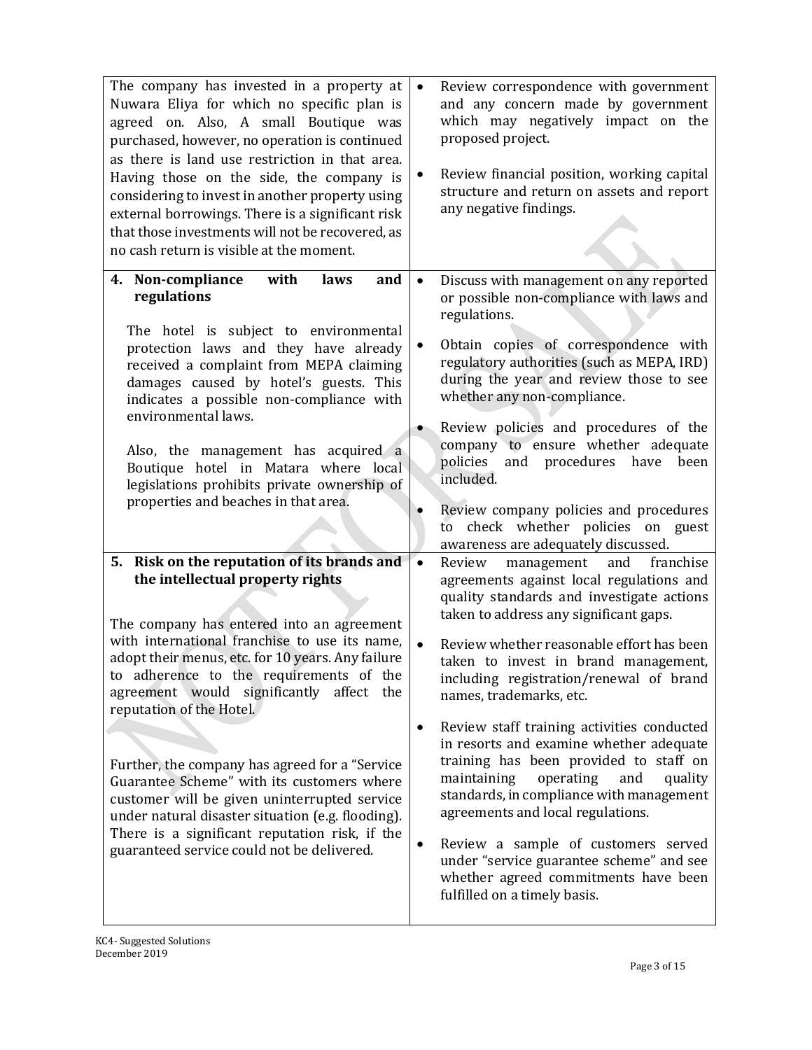| | |
|---|---|
| The company has invested in a property at Nuwara Eliya for which no specific plan is agreed on. Also, A small Boutique was purchased, however, no operation is continued as there is land use restriction in that area. Having those on the side, the company is considering to invest in another property using external borrowings. There is a significant risk that those investments will not be recovered, as no cash return is visible at the moment. | • Review correspondence with government and any concern made by government which may negatively impact on the proposed project.<br><br>• Review financial position, working capital structure and return on assets and report any negative findings. |
| **4. Non-compliance with laws and regulations**<br><br>The hotel is subject to environmental protection laws and they have already received a complaint from MEPA claiming damages caused by hotel's guests. This indicates a possible non-compliance with environmental laws.<br><br>Also, the management has acquired a Boutique hotel in Matara where local legislations prohibits private ownership of properties and beaches in that area. | • Discuss with management on any reported or possible non-compliance with laws and regulations.<br><br>• Obtain copies of correspondence with regulatory authorities (such as MEPA, IRD) during the year and review those to see whether any non-compliance.<br><br>• Review policies and procedures of the company to ensure whether adequate policies and procedures have been included.<br><br>• Review company policies and procedures to check whether policies on guest awareness are adequately discussed. |
| **5. Risk on the reputation of its brands and the intellectual property rights**<br><br>The company has entered into an agreement with international franchise to use its name, adopt their menus, etc. for 10 years. Any failure to adherence to the requirements of the agreement would significantly affect the reputation of the Hotel.<br><br>Further, the company has agreed for a "Service Guarantee Scheme" with its customers where customer will be given uninterrupted service under natural disaster situation (e.g. flooding). There is a significant reputation risk, if the guaranteed service could not be delivered. | • Review management and franchise agreements against local regulations and quality standards and investigate actions taken to address any significant gaps.<br><br>• Review whether reasonable effort has been taken to invest in brand management, including registration/renewal of brand names, trademarks, etc.<br><br>• Review staff training activities conducted in resorts and examine whether adequate training has been provided to staff on maintaining operating and quality standards, in compliance with management agreements and local regulations.<br><br>• Review a sample of customers served under "service guarantee scheme" and see whether agreed commitments have been fulfilled on a timely basis. |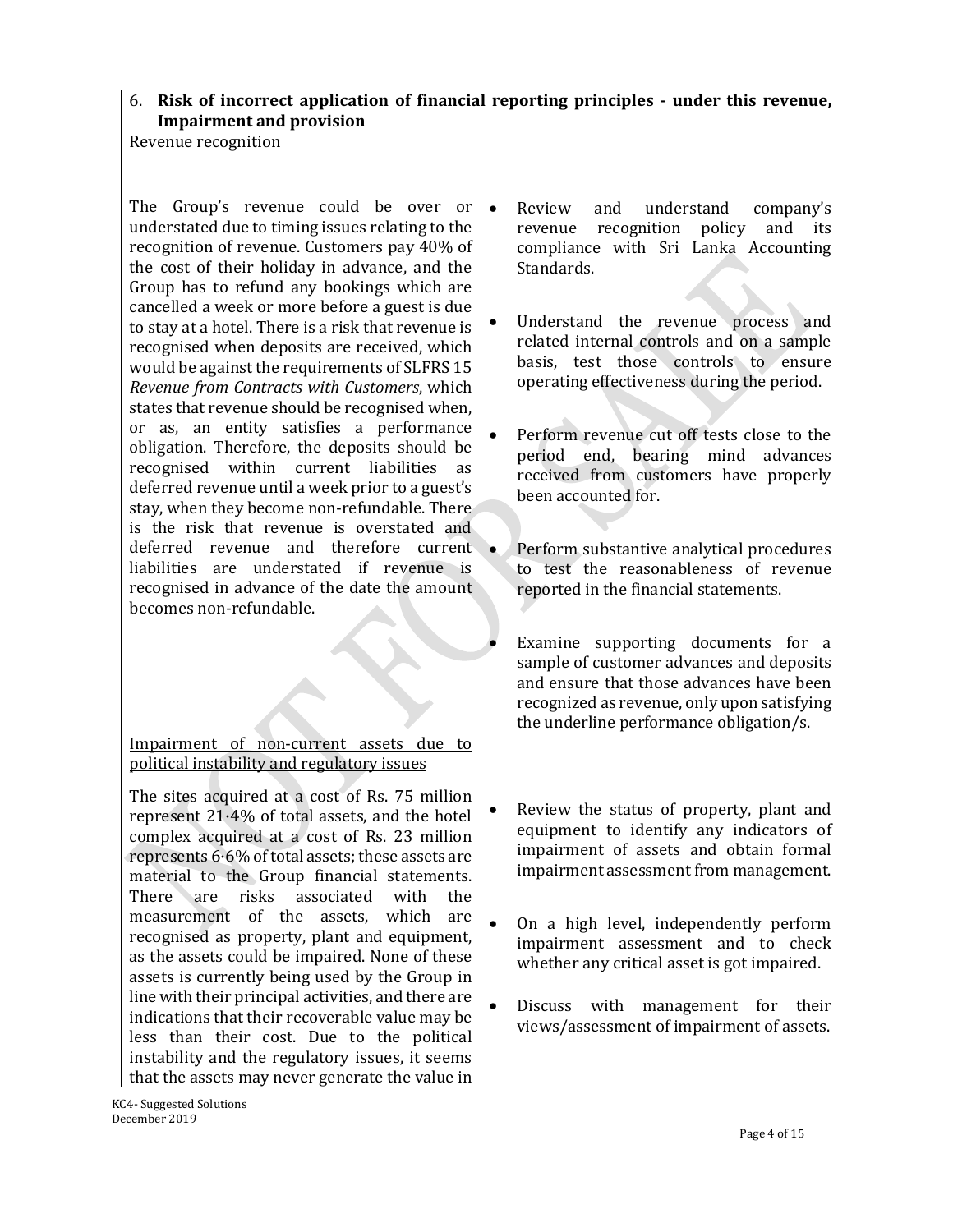| 6. **Risk of incorrect application of financial reporting principles - under this revenue, Impairment and provision** | |
|---|---|
| Revenue recognition<br><br>The Group's revenue could be over or understated due to timing issues relating to the recognition of revenue. Customers pay 40% of the cost of their holiday in advance, and the Group has to refund any bookings which are cancelled a week or more before a guest is due to stay at a hotel. There is a risk that revenue is recognised when deposits are received, which would be against the requirements of SLFRS 15 *Revenue from Contracts with Customers*, which states that revenue should be recognised when, or as, an entity satisfies a performance obligation. Therefore, the deposits should be recognised within current liabilities as deferred revenue until a week prior to a guest's stay, when they become non-refundable. There is the risk that revenue is overstated and deferred revenue and therefore current liabilities are understated if revenue is recognised in advance of the date the amount becomes non-refundable. | • Review and understand company's revenue recognition policy and its compliance with Sri Lanka Accounting Standards.<br><br>• Understand the revenue process and related internal controls and on a sample basis, test those controls to ensure operating effectiveness during the period.<br><br>• Perform revenue cut off tests close to the period end, bearing mind advances received from customers have properly been accounted for.<br><br>• Perform substantive analytical procedures to test the reasonableness of revenue reported in the financial statements.<br><br>• Examine supporting documents for a sample of customer advances and deposits and ensure that those advances have been recognized as revenue, only upon satisfying the underline performance obligation/s. |
| Impairment of non-current assets due to political instability and regulatory issues<br><br>The sites acquired at a cost of Rs. 75 million represent 21·4% of total assets, and the hotel complex acquired at a cost of Rs. 23 million represents 6·6% of total assets; these assets are material to the Group financial statements. There are risks associated with the measurement of the assets, which are recognised as property, plant and equipment, as the assets could be impaired. None of these assets is currently being used by the Group in line with their principal activities, and there are indications that their recoverable value may be less than their cost. Due to the political instability and the regulatory issues, it seems that the assets may never generate the value in | • Review the status of property, plant and equipment to identify any indicators of impairment of assets and obtain formal impairment assessment from management.<br><br>• On a high level, independently perform impairment assessment and to check whether any critical asset is got impaired.<br><br>• Discuss with management for their views/assessment of impairment of assets. |

KC4- Suggested Solutions
December 2019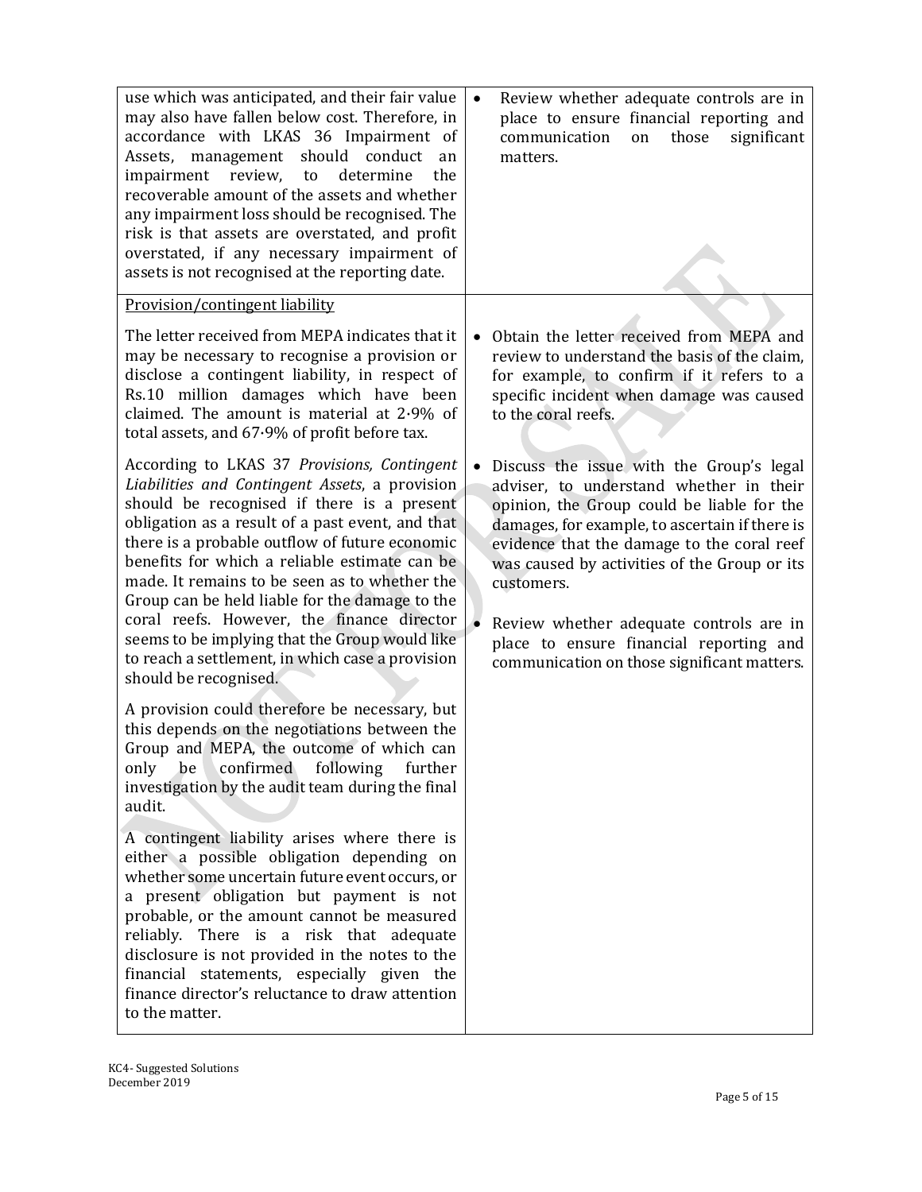| | |
|---|---|
| use which was anticipated, and their fair value may also have fallen below cost. Therefore, in accordance with LKAS 36 Impairment of Assets, management should conduct an impairment review, to determine the recoverable amount of the assets and whether any impairment loss should be recognised. The risk is that assets are overstated, and profit overstated, if any necessary impairment of assets is not recognised at the reporting date. | • Review whether adequate controls are in place to ensure financial reporting and communication on those significant matters. |
| <u>Provision/contingent liability</u><br><br>The letter received from MEPA indicates that it may be necessary to recognise a provision or disclose a contingent liability, in respect of Rs.10 million damages which have been claimed. The amount is material at 2·9% of total assets, and 67·9% of profit before tax.<br><br>According to LKAS 37 *Provisions, Contingent Liabilities and Contingent Assets*, a provision should be recognised if there is a present obligation as a result of a past event, and that there is a probable outflow of future economic benefits for which a reliable estimate can be made. It remains to be seen as to whether the Group can be held liable for the damage to the coral reefs. However, the finance director seems to be implying that the Group would like to reach a settlement, in which case a provision should be recognised.<br><br>A provision could therefore be necessary, but this depends on the negotiations between the Group and MEPA, the outcome of which can only be confirmed following further investigation by the audit team during the final audit.<br><br>A contingent liability arises where there is either a possible obligation depending on whether some uncertain future event occurs, or a present obligation but payment is not probable, or the amount cannot be measured reliably. There is a risk that adequate disclosure is not provided in the notes to the financial statements, especially given the finance director's reluctance to draw attention to the matter. | • Obtain the letter received from MEPA and review to understand the basis of the claim, for example, to confirm if it refers to a specific incident when damage was caused to the coral reefs.<br><br>• Discuss the issue with the Group's legal adviser, to understand whether in their opinion, the Group could be liable for the damages, for example, to ascertain if there is evidence that the damage to the coral reef was caused by activities of the Group or its customers.<br><br>• Review whether adequate controls are in place to ensure financial reporting and communication on those significant matters. |

KC4- Suggested Solutions
December 2019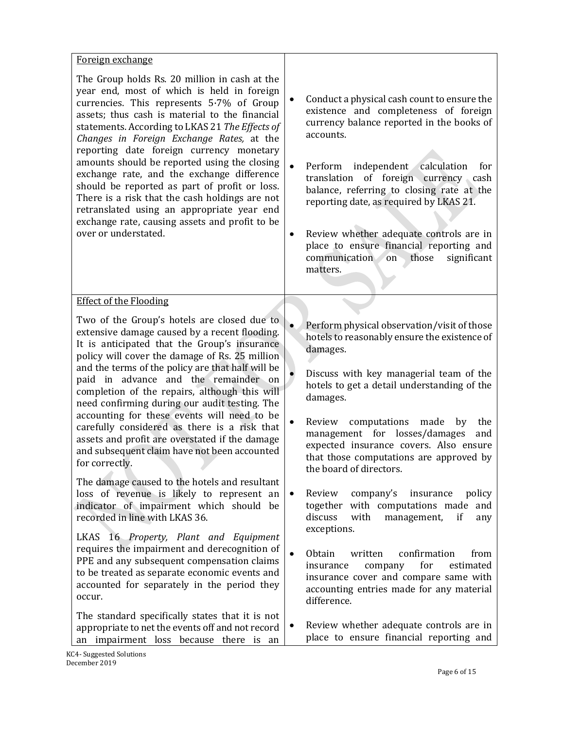| | |
|---|---|
| <u>Foreign exchange</u><br><br>The Group holds Rs. 20 million in cash at the year end, most of which is held in foreign currencies. This represents 5·7% of Group assets; thus cash is material to the financial statements. According to LKAS 21 *The Effects of Changes in Foreign Exchange Rates,* at the reporting date foreign currency monetary amounts should be reported using the closing exchange rate, and the exchange difference should be reported as part of profit or loss. There is a risk that the cash holdings are not retranslated using an appropriate year end exchange rate, causing assets and profit to be over or understated. | • Conduct a physical cash count to ensure the existence and completeness of foreign currency balance reported in the books of accounts.<br><br>• Perform independent calculation for translation of foreign currency cash balance, referring to closing rate at the reporting date, as required by LKAS 21.<br><br>• Review whether adequate controls are in place to ensure financial reporting and communication on those significant matters. |
| <u>Effect of the Flooding</u><br><br>Two of the Group's hotels are closed due to extensive damage caused by a recent flooding. It is anticipated that the Group's insurance policy will cover the damage of Rs. 25 million and the terms of the policy are that half will be paid in advance and the remainder on completion of the repairs, although this will need confirming during our audit testing. The accounting for these events will need to be carefully considered as there is a risk that assets and profit are overstated if the damage and subsequent claim have not been accounted for correctly.<br><br>The damage caused to the hotels and resultant loss of revenue is likely to represent an indicator of impairment which should be recorded in line with LKAS 36.<br><br>LKAS 16 *Property, Plant and Equipment* requires the impairment and derecognition of PPE and any subsequent compensation claims to be treated as separate economic events and accounted for separately in the period they occur.<br><br>The standard specifically states that it is not appropriate to net the events off and not record an impairment loss because there is an | • Perform physical observation/visit of those hotels to reasonably ensure the existence of damages.<br><br>• Discuss with key managerial team of the hotels to get a detail understanding of the damages.<br><br>• Review computations made by the management for losses/damages and expected insurance covers. Also ensure that those computations are approved by the board of directors.<br><br>• Review company's insurance policy together with computations made and discuss with management, if any exceptions.<br><br>• Obtain written confirmation from insurance company for estimated insurance cover and compare same with accounting entries made for any material difference.<br><br>• Review whether adequate controls are in place to ensure financial reporting and |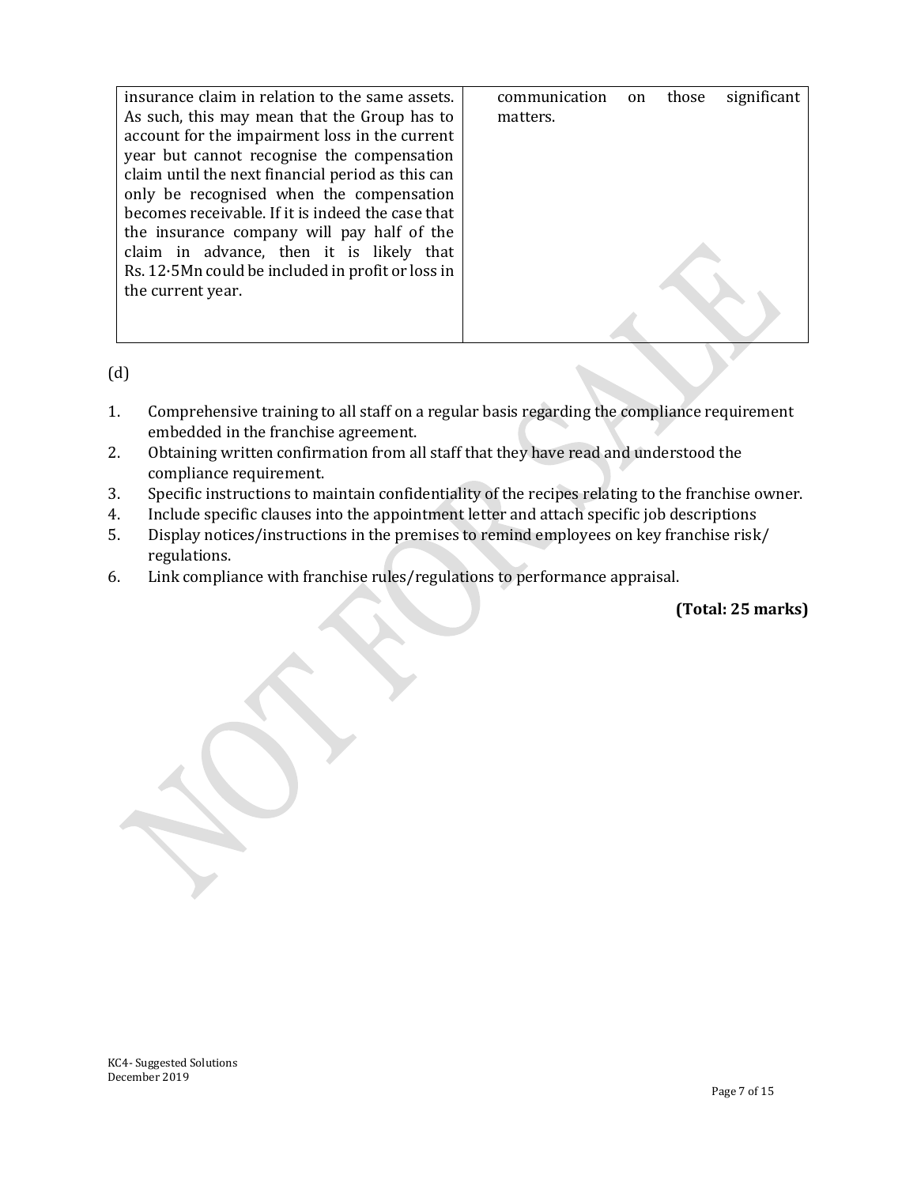| | |
|---|---|
| insurance claim in relation to the same assets. As such, this may mean that the Group has to account for the impairment loss in the current year but cannot recognise the compensation claim until the next financial period as this can only be recognised when the compensation becomes receivable. If it is indeed the case that the insurance company will pay half of the claim in advance, then it is likely that Rs. 12·5Mn could be included in profit or loss in the current year. | communication on those significant matters. |

(d)

1. Comprehensive training to all staff on a regular basis regarding the compliance requirement embedded in the franchise agreement.
2. Obtaining written confirmation from all staff that they have read and understood the compliance requirement.
3. Specific instructions to maintain confidentiality of the recipes relating to the franchise owner.
4. Include specific clauses into the appointment letter and attach specific job descriptions
5. Display notices/instructions in the premises to remind employees on key franchise risk/ regulations.
6. Link compliance with franchise rules/regulations to performance appraisal.

**(Total: 25 marks)**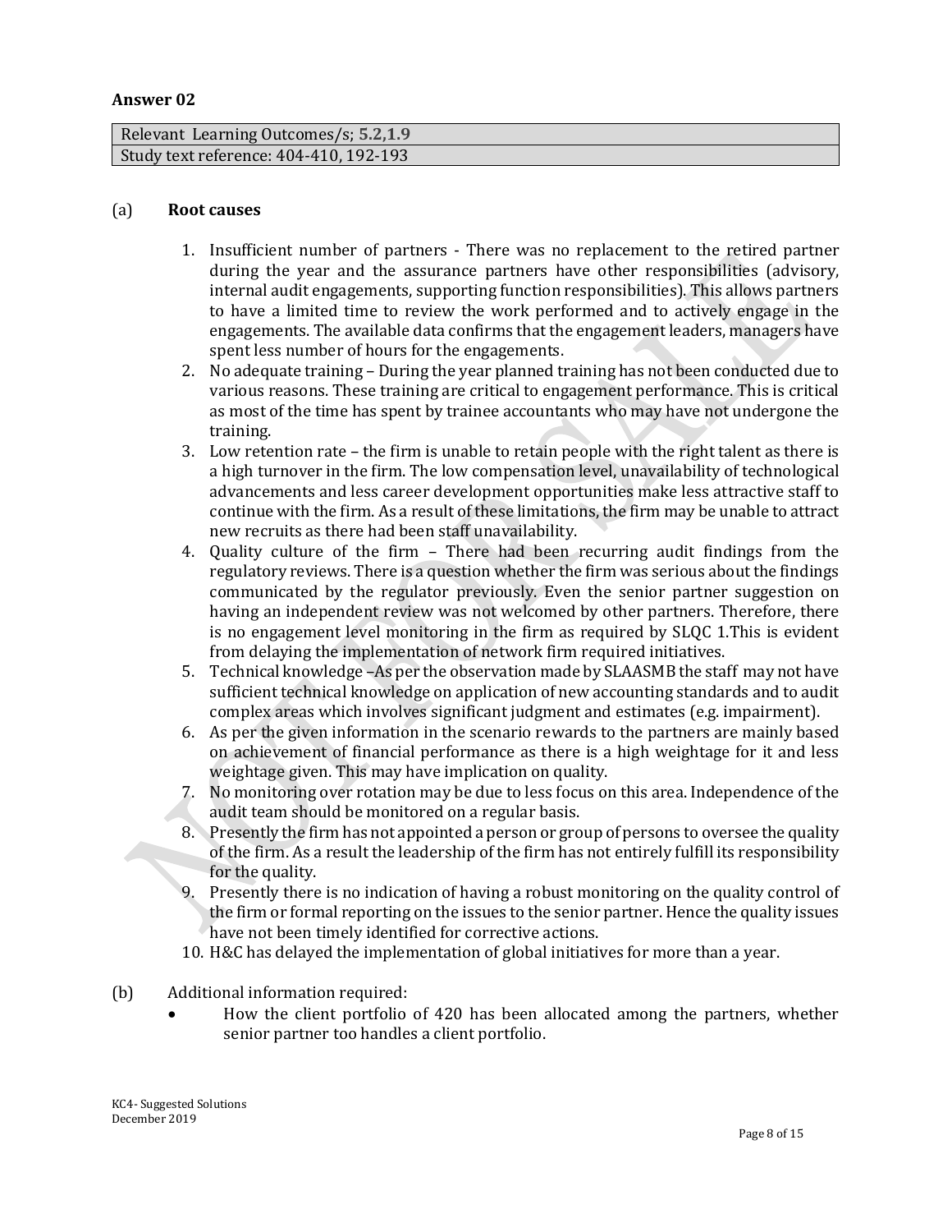**Answer 02**

| Relevant Learning Outcomes/s; **5.2,1.9** |
|---|
| Study text reference: 404-410, 192-193 |

(a) **Root causes**

1. Insufficient number of partners - There was no replacement to the retired partner during the year and the assurance partners have other responsibilities (advisory, internal audit engagements, supporting function responsibilities). This allows partners to have a limited time to review the work performed and to actively engage in the engagements. The available data confirms that the engagement leaders, managers have spent less number of hours for the engagements.
2. No adequate training – During the year planned training has not been conducted due to various reasons. These training are critical to engagement performance. This is critical as most of the time has spent by trainee accountants who may have not undergone the training.
3. Low retention rate – the firm is unable to retain people with the right talent as there is a high turnover in the firm. The low compensation level, unavailability of technological advancements and less career development opportunities make less attractive staff to continue with the firm. As a result of these limitations, the firm may be unable to attract new recruits as there had been staff unavailability.
4. Quality culture of the firm – There had been recurring audit findings from the regulatory reviews. There is a question whether the firm was serious about the findings communicated by the regulator previously. Even the senior partner suggestion on having an independent review was not welcomed by other partners. Therefore, there is no engagement level monitoring in the firm as required by SLQC 1.This is evident from delaying the implementation of network firm required initiatives.
5. Technical knowledge –As per the observation made by SLAASMB the staff may not have sufficient technical knowledge on application of new accounting standards and to audit complex areas which involves significant judgment and estimates (e.g. impairment).
6. As per the given information in the scenario rewards to the partners are mainly based on achievement of financial performance as there is a high weightage for it and less weightage given. This may have implication on quality.
7. No monitoring over rotation may be due to less focus on this area. Independence of the audit team should be monitored on a regular basis.
8. Presently the firm has not appointed a person or group of persons to oversee the quality of the firm. As a result the leadership of the firm has not entirely fulfill its responsibility for the quality.
9. Presently there is no indication of having a robust monitoring on the quality control of the firm or formal reporting on the issues to the senior partner. Hence the quality issues have not been timely identified for corrective actions.
10. H&C has delayed the implementation of global initiatives for more than a year.

(b) Additional information required:

- How the client portfolio of 420 has been allocated among the partners, whether senior partner too handles a client portfolio.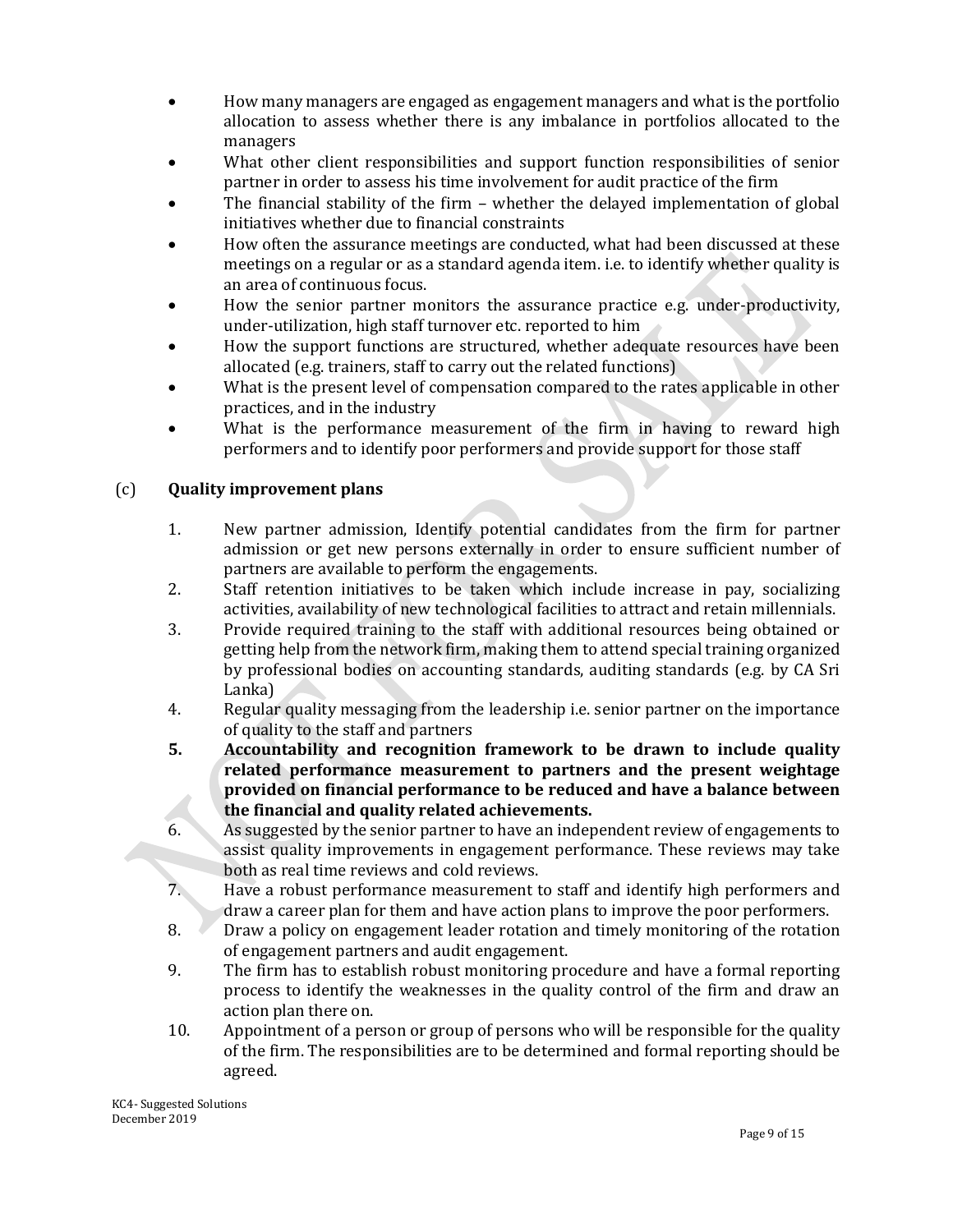- How many managers are engaged as engagement managers and what is the portfolio allocation to assess whether there is any imbalance in portfolios allocated to the managers
- What other client responsibilities and support function responsibilities of senior partner in order to assess his time involvement for audit practice of the firm
- The financial stability of the firm – whether the delayed implementation of global initiatives whether due to financial constraints
- How often the assurance meetings are conducted, what had been discussed at these meetings on a regular or as a standard agenda item. i.e. to identify whether quality is an area of continuous focus.
- How the senior partner monitors the assurance practice e.g. under-productivity, under-utilization, high staff turnover etc. reported to him
- How the support functions are structured, whether adequate resources have been allocated (e.g. trainers, staff to carry out the related functions)
- What is the present level of compensation compared to the rates applicable in other practices, and in the industry
- What is the performance measurement of the firm in having to reward high performers and to identify poor performers and provide support for those staff

(c) **Quality improvement plans**

1. New partner admission, Identify potential candidates from the firm for partner admission or get new persons externally in order to ensure sufficient number of partners are available to perform the engagements.
2. Staff retention initiatives to be taken which include increase in pay, socializing activities, availability of new technological facilities to attract and retain millennials.
3. Provide required training to the staff with additional resources being obtained or getting help from the network firm, making them to attend special training organized by professional bodies on accounting standards, auditing standards (e.g. by CA Sri Lanka)
4. Regular quality messaging from the leadership i.e. senior partner on the importance of quality to the staff and partners
5. **Accountability and recognition framework to be drawn to include quality related performance measurement to partners and the present weightage provided on financial performance to be reduced and have a balance between the financial and quality related achievements.**
6. As suggested by the senior partner to have an independent review of engagements to assist quality improvements in engagement performance. These reviews may take both as real time reviews and cold reviews.
7. Have a robust performance measurement to staff and identify high performers and draw a career plan for them and have action plans to improve the poor performers.
8. Draw a policy on engagement leader rotation and timely monitoring of the rotation of engagement partners and audit engagement.
9. The firm has to establish robust monitoring procedure and have a formal reporting process to identify the weaknesses in the quality control of the firm and draw an action plan there on.
10. Appointment of a person or group of persons who will be responsible for the quality of the firm. The responsibilities are to be determined and formal reporting should be agreed.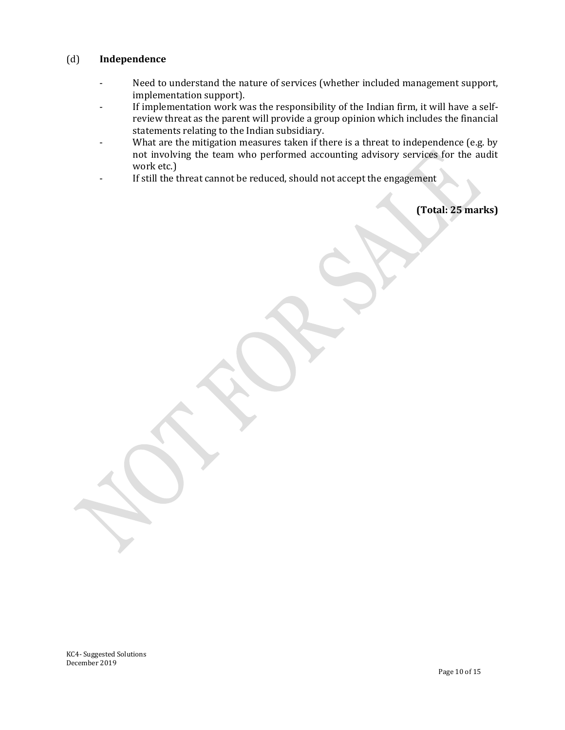### (d) Independence

- Need to understand the nature of services (whether included management support, implementation support).
- If implementation work was the responsibility of the Indian firm, it will have a self-review threat as the parent will provide a group opinion which includes the financial statements relating to the Indian subsidiary.
- What are the mitigation measures taken if there is a threat to independence (e.g. by not involving the team who performed accounting advisory services for the audit work etc.)
- If still the threat cannot be reduced, should not accept the engagement

**(Total: 25 marks)**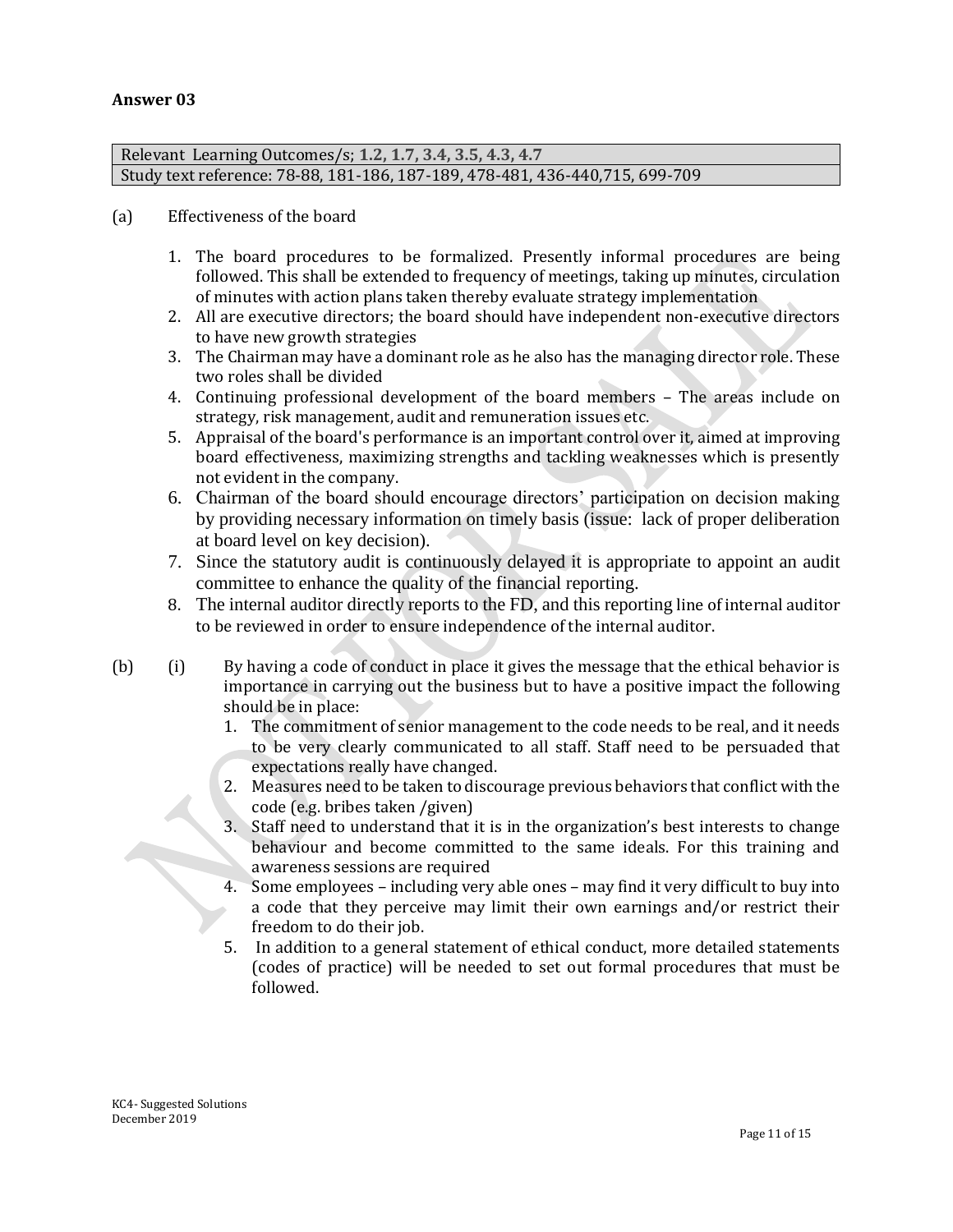**Answer 03**

| Relevant Learning Outcomes/s; **1.2, 1.7, 3.4, 3.5, 4.3, 4.7** |
|---|
| Study text reference: 78-88, 181-186, 187-189, 478-481, 436-440,715, 699-709 |

(a) Effectiveness of the board

1. The board procedures to be formalized. Presently informal procedures are being followed. This shall be extended to frequency of meetings, taking up minutes, circulation of minutes with action plans taken thereby evaluate strategy implementation
2. All are executive directors; the board should have independent non-executive directors to have new growth strategies
3. The Chairman may have a dominant role as he also has the managing director role. These two roles shall be divided
4. Continuing professional development of the board members – The areas include on strategy, risk management, audit and remuneration issues etc.
5. Appraisal of the board's performance is an important control over it, aimed at improving board effectiveness, maximizing strengths and tackling weaknesses which is presently not evident in the company.
6. Chairman of the board should encourage directors' participation on decision making by providing necessary information on timely basis (issue: lack of proper deliberation at board level on key decision).
7. Since the statutory audit is continuously delayed it is appropriate to appoint an audit committee to enhance the quality of the financial reporting.
8. The internal auditor directly reports to the FD, and this reporting line of internal auditor to be reviewed in order to ensure independence of the internal auditor.

(b) (i) By having a code of conduct in place it gives the message that the ethical behavior is importance in carrying out the business but to have a positive impact the following should be in place:

1. The commitment of senior management to the code needs to be real, and it needs to be very clearly communicated to all staff. Staff need to be persuaded that expectations really have changed.
2. Measures need to be taken to discourage previous behaviors that conflict with the code (e.g. bribes taken /given)
3. Staff need to understand that it is in the organization's best interests to change behaviour and become committed to the same ideals. For this training and awareness sessions are required
4. Some employees – including very able ones – may find it very difficult to buy into a code that they perceive may limit their own earnings and/or restrict their freedom to do their job.
5. In addition to a general statement of ethical conduct, more detailed statements (codes of practice) will be needed to set out formal procedures that must be followed.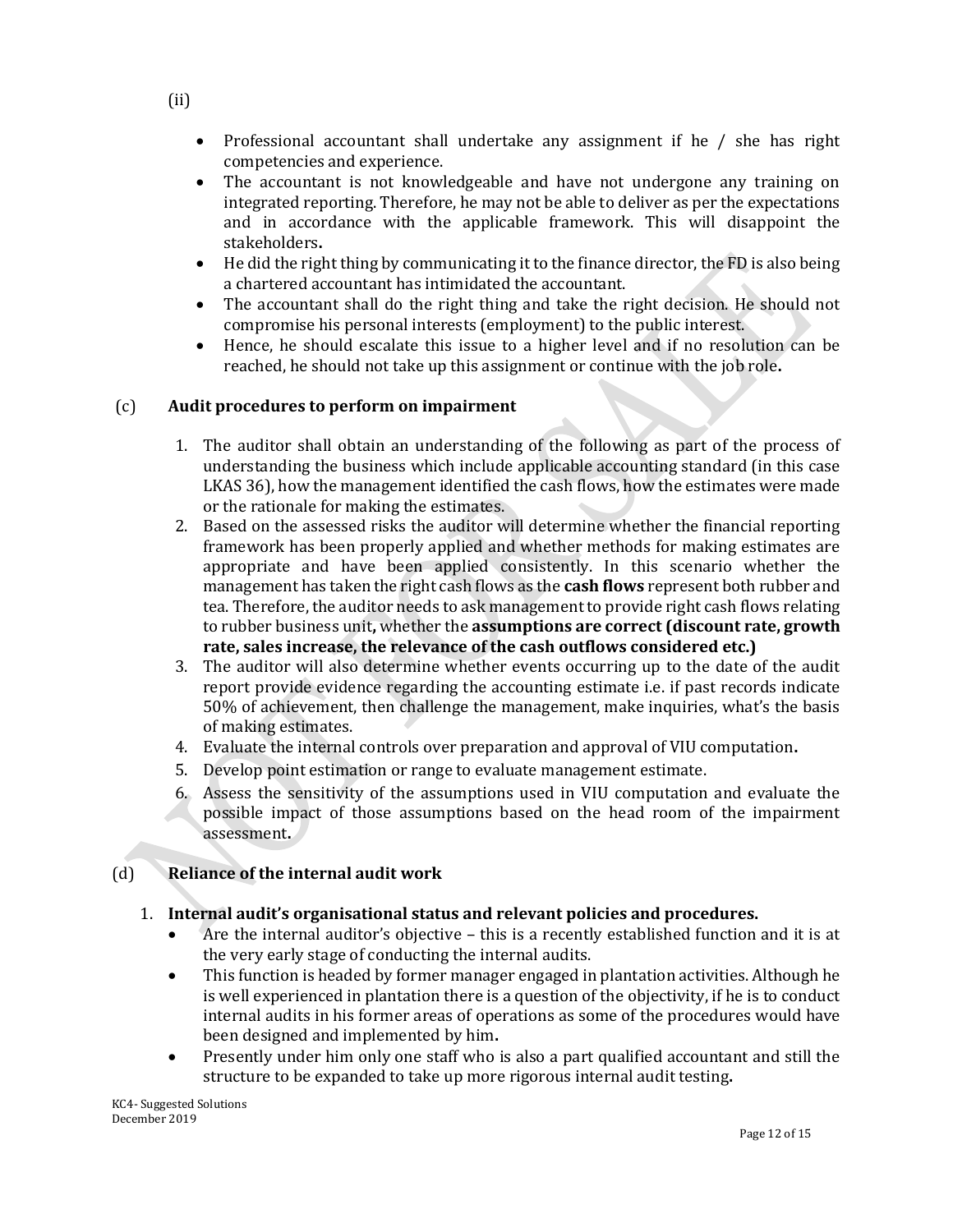(ii)

- Professional accountant shall undertake any assignment if he / she has right competencies and experience.
- The accountant is not knowledgeable and have not undergone any training on integrated reporting. Therefore, he may not be able to deliver as per the expectations and in accordance with the applicable framework. This will disappoint the stakeholders**.**
- He did the right thing by communicating it to the finance director, the FD is also being a chartered accountant has intimidated the accountant.
- The accountant shall do the right thing and take the right decision. He should not compromise his personal interests (employment) to the public interest.
- Hence, he should escalate this issue to a higher level and if no resolution can be reached, he should not take up this assignment or continue with the job role**.**

(c) **Audit procedures to perform on impairment**

1. The auditor shall obtain an understanding of the following as part of the process of understanding the business which include applicable accounting standard (in this case LKAS 36), how the management identified the cash flows, how the estimates were made or the rationale for making the estimates.
2. Based on the assessed risks the auditor will determine whether the financial reporting framework has been properly applied and whether methods for making estimates are appropriate and have been applied consistently. In this scenario whether the management has taken the right cash flows as the **cash flows** represent both rubber and tea. Therefore, the auditor needs to ask management to provide right cash flows relating to rubber business unit**,** whether the **assumptions are correct (discount rate, growth rate, sales increase, the relevance of the cash outflows considered etc.)**
3. The auditor will also determine whether events occurring up to the date of the audit report provide evidence regarding the accounting estimate i.e. if past records indicate 50% of achievement, then challenge the management, make inquiries, what's the basis of making estimates.
4. Evaluate the internal controls over preparation and approval of VIU computation**.**
5. Develop point estimation or range to evaluate management estimate.
6. Assess the sensitivity of the assumptions used in VIU computation and evaluate the possible impact of those assumptions based on the head room of the impairment assessment**.**

(d) **Reliance of the internal audit work**

1. **Internal audit's organisational status and relevant policies and procedures.**
   - Are the internal auditor's objective – this is a recently established function and it is at the very early stage of conducting the internal audits.
   - This function is headed by former manager engaged in plantation activities. Although he is well experienced in plantation there is a question of the objectivity, if he is to conduct internal audits in his former areas of operations as some of the procedures would have been designed and implemented by him**.**
   - Presently under him only one staff who is also a part qualified accountant and still the structure to be expanded to take up more rigorous internal audit testing**.**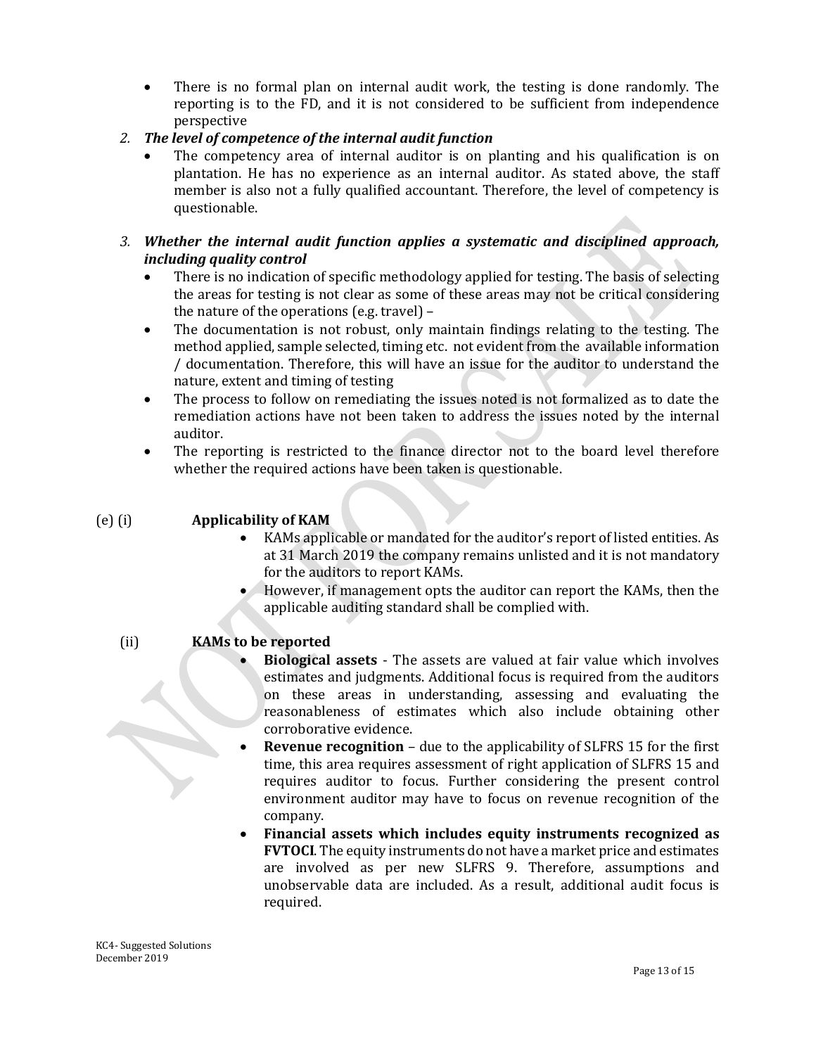- There is no formal plan on internal audit work, the testing is done randomly. The reporting is to the FD, and it is not considered to be sufficient from independence perspective

2. ***The level of competence of the internal audit function***
   - The competency area of internal auditor is on planting and his qualification is on plantation. He has no experience as an internal auditor. As stated above, the staff member is also not a fully qualified accountant. Therefore, the level of competency is questionable.

3. ***Whether the internal audit function applies a systematic and disciplined approach, including quality control***
   - There is no indication of specific methodology applied for testing. The basis of selecting the areas for testing is not clear as some of these areas may not be critical considering the nature of the operations (e.g. travel) –
   - The documentation is not robust, only maintain findings relating to the testing. The method applied, sample selected, timing etc. not evident from the available information / documentation. Therefore, this will have an issue for the auditor to understand the nature, extent and timing of testing
   - The process to follow on remediating the issues noted is not formalized as to date the remediation actions have not been taken to address the issues noted by the internal auditor.
   - The reporting is restricted to the finance director not to the board level therefore whether the required actions have been taken is questionable.

(e) (i) **Applicability of KAM**

- KAMs applicable or mandated for the auditor's report of listed entities. As at 31 March 2019 the company remains unlisted and it is not mandatory for the auditors to report KAMs.
- However, if management opts the auditor can report the KAMs, then the applicable auditing standard shall be complied with.

(ii) **KAMs to be reported**

- **Biological assets** - The assets are valued at fair value which involves estimates and judgments. Additional focus is required from the auditors on these areas in understanding, assessing and evaluating the reasonableness of estimates which also include obtaining other corroborative evidence.
- **Revenue recognition** – due to the applicability of SLFRS 15 for the first time, this area requires assessment of right application of SLFRS 15 and requires auditor to focus. Further considering the present control environment auditor may have to focus on revenue recognition of the company.
- **Financial assets which includes equity instruments recognized as FVTOCI**. The equity instruments do not have a market price and estimates are involved as per new SLFRS 9. Therefore, assumptions and unobservable data are included. As a result, additional audit focus is required.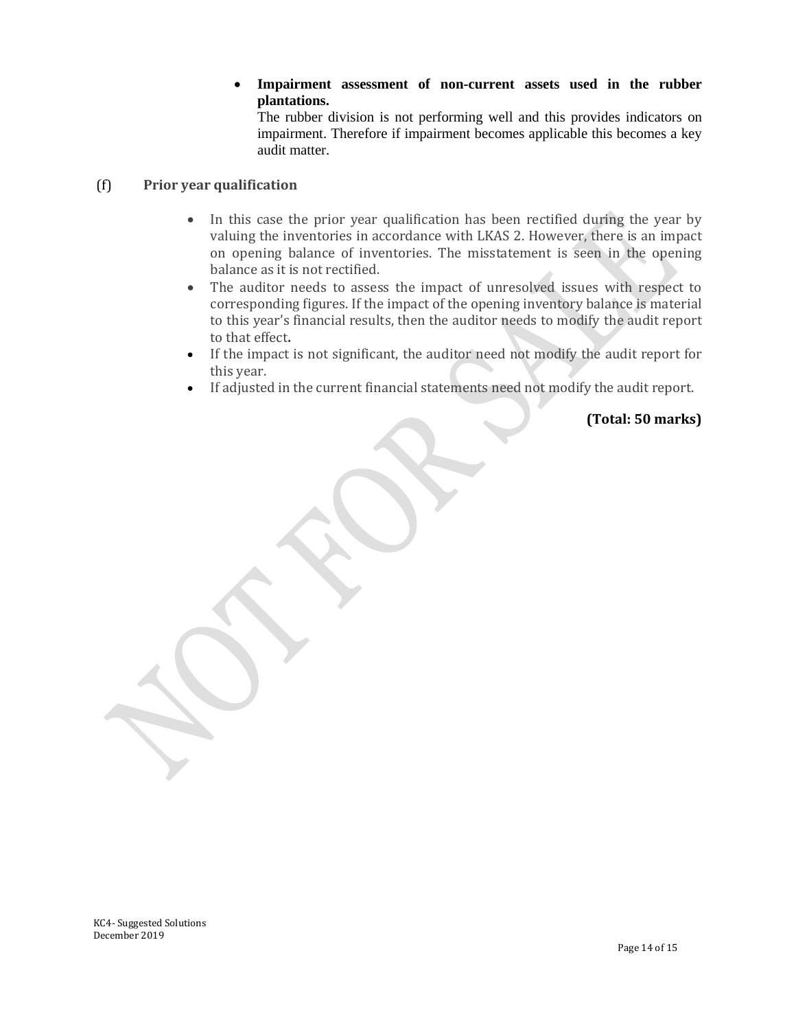- **Impairment assessment of non-current assets used in the rubber plantations.**
  The rubber division is not performing well and this provides indicators on impairment. Therefore if impairment becomes applicable this becomes a key audit matter.

(f) **Prior year qualification**

- In this case the prior year qualification has been rectified during the year by valuing the inventories in accordance with LKAS 2. However, there is an impact on opening balance of inventories. The misstatement is seen in the opening balance as it is not rectified.
- The auditor needs to assess the impact of unresolved issues with respect to corresponding figures. If the impact of the opening inventory balance is material to this year's financial results, then the auditor needs to modify the audit report to that effect**.**
- If the impact is not significant, the auditor need not modify the audit report for this year.
- If adjusted in the current financial statements need not modify the audit report.

**(Total: 50 marks)**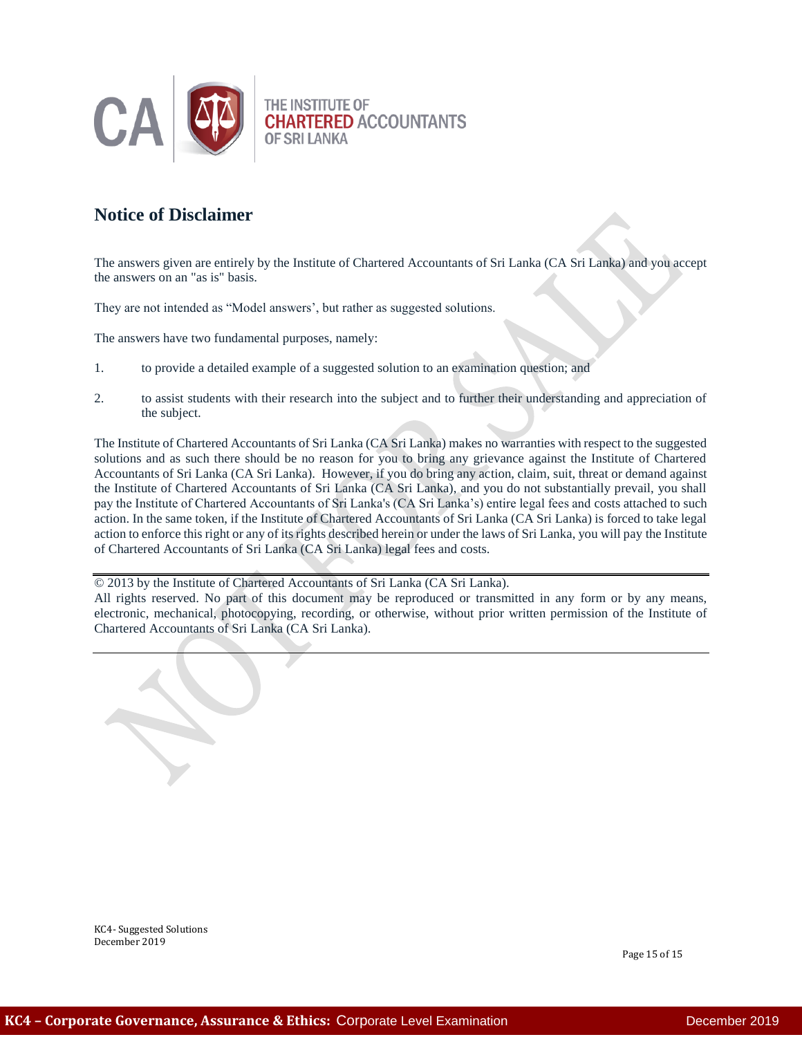## Notice of Disclaimer

The answers given are entirely by the Institute of Chartered Accountants of Sri Lanka (CA Sri Lanka) and you accept the answers on an "as is" basis.

They are not intended as "Model answers', but rather as suggested solutions.

The answers have two fundamental purposes, namely:

1. to provide a detailed example of a suggested solution to an examination question; and

2. to assist students with their research into the subject and to further their understanding and appreciation of the subject.

The Institute of Chartered Accountants of Sri Lanka (CA Sri Lanka) makes no warranties with respect to the suggested solutions and as such there should be no reason for you to bring any grievance against the Institute of Chartered Accountants of Sri Lanka (CA Sri Lanka). However, if you do bring any action, claim, suit, threat or demand against the Institute of Chartered Accountants of Sri Lanka (CA Sri Lanka), and you do not substantially prevail, you shall pay the Institute of Chartered Accountants of Sri Lanka's (CA Sri Lanka's) entire legal fees and costs attached to such action. In the same token, if the Institute of Chartered Accountants of Sri Lanka (CA Sri Lanka) is forced to take legal action to enforce this right or any of its rights described herein or under the laws of Sri Lanka, you will pay the Institute of Chartered Accountants of Sri Lanka (CA Sri Lanka) legal fees and costs.

---

© 2013 by the Institute of Chartered Accountants of Sri Lanka (CA Sri Lanka).
All rights reserved. No part of this document may be reproduced or transmitted in any form or by any means, electronic, mechanical, photocopying, recording, or otherwise, without prior written permission of the Institute of Chartered Accountants of Sri Lanka (CA Sri Lanka).

---